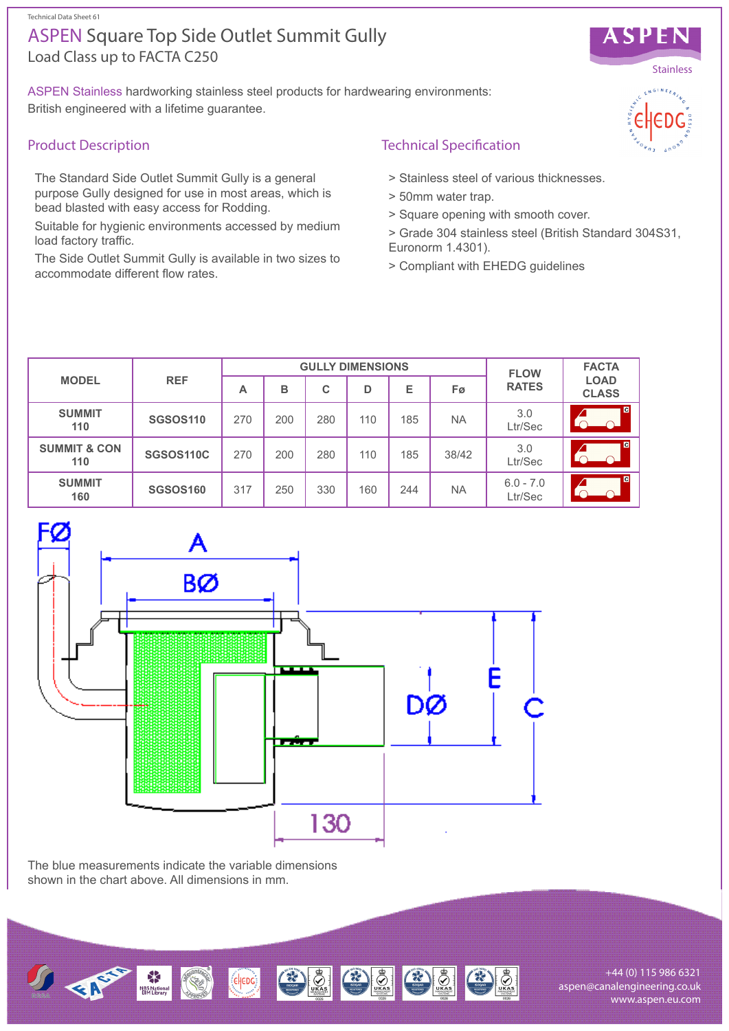Technical Data Sheet 61

# ASPEN Square Top Side Outlet Summit Gully

Load Class up to FACTA C250

ASPEN Stainless hardworking stainless steel products for hardwearing environments: British engineered with a lifetime guarantee.

## Product Description

The Standard Side Outlet Summit Gully is a general purpose Gully designed for use in most areas, which is bead blasted with easy access for Rodding.

Suitable for hygienic environments accessed by medium load factory traffic.

The Side Outlet Summit Gully is available in two sizes to accommodate different flow rates.

## Technical Specification

> Stainless steel of various thicknesses.

> 50mm water trap.

> Square opening with smooth cover.

> Grade 304 stainless steel (British Standard 304S31, Euronorm 1.4301).

> Compliant with EHEDG guidelines

| MODEL | REF | GULLY DIMENSIONS | | | | | | FLOW RATES | FACTA LOAD CLASS |
|---|---|---|---|---|---|---|---|---|---|
| | | A | B | C | D | E | Fø | | |
| SUMMIT 110 | SGSOS110 | 270 | 200 | 280 | 110 | 185 | NA | 3.0 Ltr/Sec | C |
| SUMMIT & CON 110 | SGSOS110C | 270 | 200 | 280 | 110 | 185 | 38/42 | 3.0 Ltr/Sec | C |
| SUMMIT 160 | SGSOS160 | 317 | 250 | 330 | 160 | 244 | NA | 6.0 - 7.0 Ltr/Sec | C |

FØ A BØ E DØ C 130

The blue measurements indicate the variable dimensions shown in the chart above. All dimensions in mm.

+44 (0) 115 986 6321
aspen@canalengineering.co.uk
www.aspen.eu.com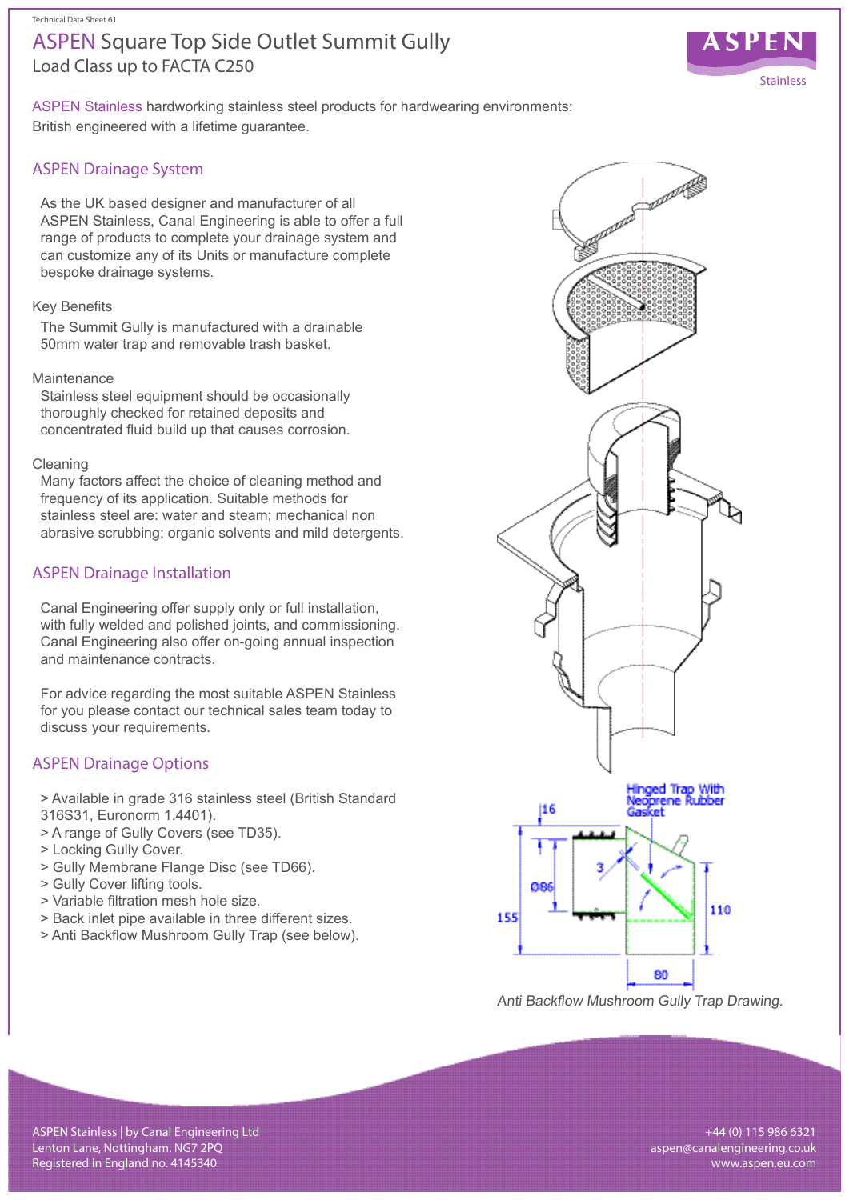Technical Data Sheet 61

# ASPEN Square Top Side Outlet Summit Gully

Load Class up to FACTA C250

ASPEN Stainless hardworking stainless steel products for hardwearing environments: British engineered with a lifetime guarantee.

## ASPEN Drainage System

As the UK based designer and manufacturer of all ASPEN Stainless, Canal Engineering is able to offer a full range of products to complete your drainage system and can customize any of its Units or manufacture complete bespoke drainage systems.

### Key Benefits

The Summit Gully is manufactured with a drainable 50mm water trap and removable trash basket.

### Maintenance

Stainless steel equipment should be occasionally thoroughly checked for retained deposits and concentrated fluid build up that causes corrosion.

### Cleaning

Many factors affect the choice of cleaning method and frequency of its application. Suitable methods for stainless steel are: water and steam; mechanical non abrasive scrubbing; organic solvents and mild detergents.

## ASPEN Drainage Installation

Canal Engineering offer supply only or full installation, with fully welded and polished joints, and commissioning. Canal Engineering also offer on-going annual inspection and maintenance contracts.

For advice regarding the most suitable ASPEN Stainless for you please contact our technical sales team today to discuss your requirements.

## ASPEN Drainage Options

> Available in grade 316 stainless steel (British Standard 316S31, Euronorm 1.4401).
> A range of Gully Covers (see TD35).
> Locking Gully Cover.
> Gully Membrane Flange Disc (see TD66).
> Gully Cover lifting tools.
> Variable filtration mesh hole size.
> Back inlet pipe available in three different sizes.
> Anti Backflow Mushroom Gully Trap (see below).

Hinged Trap With Neoprene Rubber Gasket
16
3
Ø86
155
110
80

*Anti Backflow Mushroom Gully Trap Drawing.*

ASPEN Stainless | by Canal Engineering Ltd
Lenton Lane, Nottingham. NG7 2PQ
Registered in England no. 4145340

+44 (0) 115 986 6321
aspen@canalengineering.co.uk
www.aspen.eu.com